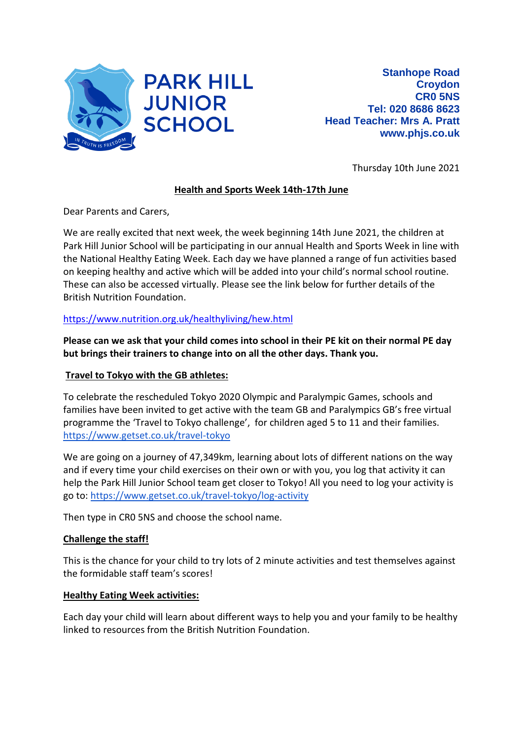PARK HILL JUNIOR SCHOOL

IN TRUTH IS FREEDOM

**Stanhope Road**
**Croydon**
**CR0 5NS**
**Tel: 020 8686 8623**
**Head Teacher: Mrs A. Pratt**
**www.phjs.co.uk**

Thursday 10th June 2021

## Health and Sports Week 14th-17th June

Dear Parents and Carers,

We are really excited that next week, the week beginning 14th June 2021, the children at Park Hill Junior School will be participating in our annual Health and Sports Week in line with the National Healthy Eating Week. Each day we have planned a range of fun activities based on keeping healthy and active which will be added into your child's normal school routine. These can also be accessed virtually. Please see the link below for further details of the British Nutrition Foundation.

https://www.nutrition.org.uk/healthyliving/hew.html

**Please can we ask that your child comes into school in their PE kit on their normal PE day but brings their trainers to change into on all the other days. Thank you.**

### Travel to Tokyo with the GB athletes:

To celebrate the rescheduled Tokyo 2020 Olympic and Paralympic Games, schools and families have been invited to get active with the team GB and Paralympics GB's free virtual programme the 'Travel to Tokyo challenge', for children aged 5 to 11 and their families. https://www.getset.co.uk/travel-tokyo

We are going on a journey of 47,349km, learning about lots of different nations on the way and if every time your child exercises on their own or with you, you log that activity it can help the Park Hill Junior School team get closer to Tokyo! All you need to log your activity is go to: https://www.getset.co.uk/travel-tokyo/log-activity

Then type in CR0 5NS and choose the school name.

### Challenge the staff!

This is the chance for your child to try lots of 2 minute activities and test themselves against the formidable staff team's scores!

### Healthy Eating Week activities:

Each day your child will learn about different ways to help you and your family to be healthy linked to resources from the British Nutrition Foundation.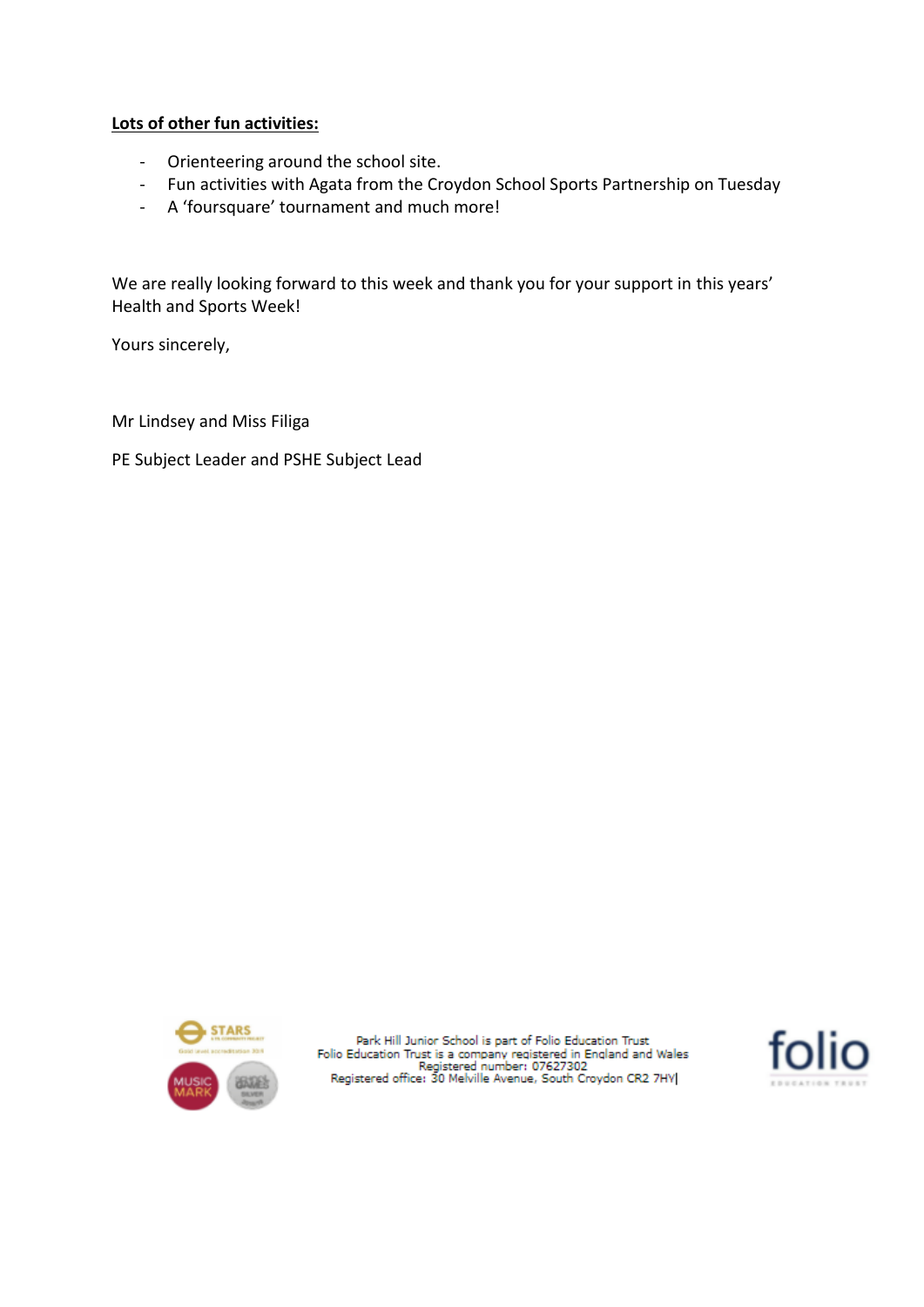**Lots of other fun activities:**

- Orienteering around the school site.
- Fun activities with Agata from the Croydon School Sports Partnership on Tuesday
- A 'foursquare' tournament and much more!

We are really looking forward to this week and thank you for your support in this years' Health and Sports Week!

Yours sincerely,

Mr Lindsey and Miss Filiga

PE Subject Leader and PSHE Subject Lead

Park Hill Junior School is part of Folio Education Trust
Folio Education Trust is a company registered in England and Wales
Registered number: 07627302
Registered office: 30 Melville Avenue, South Croydon CR2 7HY